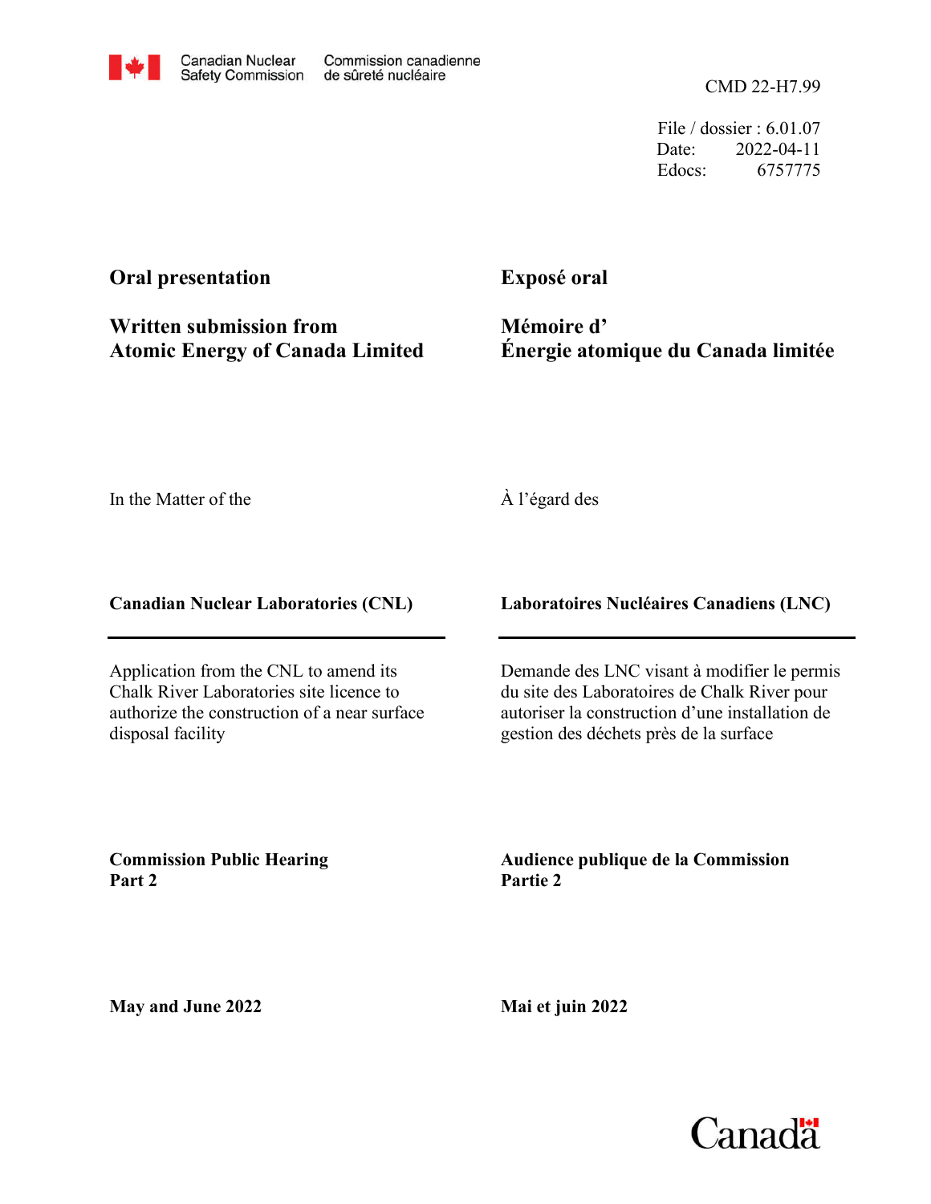Canadian Nuclear Safety Commission — Commission canadienne de sûreté nucléaire

CMD 22-H7.99

File / dossier : 6.01.07
Date: 2022-04-11
Edocs: 6757775

## Oral presentation

## Written submission from Atomic Energy of Canada Limited

## Exposé oral

## Mémoire d' Énergie atomique du Canada limitée

In the Matter of the

À l'égard des

**Canadian Nuclear Laboratories (CNL)**

**Laboratoires Nucléaires Canadiens (LNC)**

Application from the CNL to amend its Chalk River Laboratories site licence to authorize the construction of a near surface disposal facility

Demande des LNC visant à modifier le permis du site des Laboratoires de Chalk River pour autoriser la construction d'une installation de gestion des déchets près de la surface

**Commission Public Hearing**
**Part 2**

**Audience publique de la Commission**
**Partie 2**

**May and June 2022**

**Mai et juin 2022**

Canada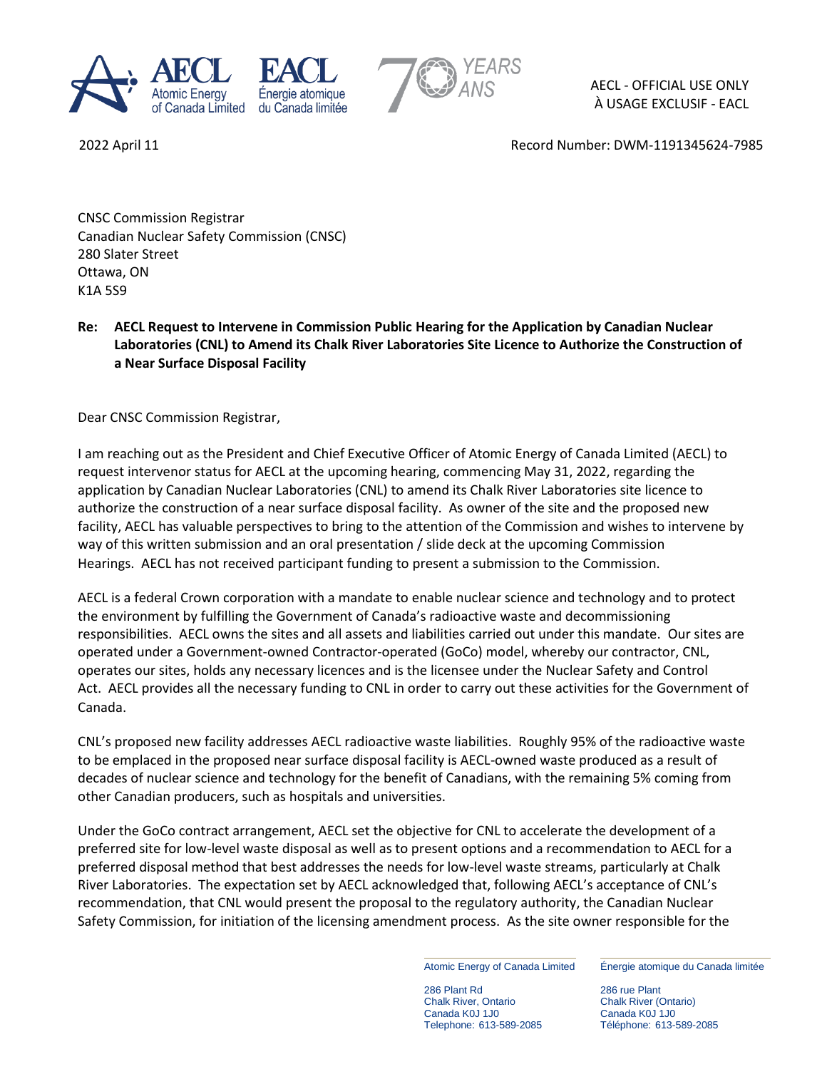2022 April 11

Record Number: DWM-1191345624-7985

CNSC Commission Registrar
Canadian Nuclear Safety Commission (CNSC)
280 Slater Street
Ottawa, ON
K1A 5S9

**Re: AECL Request to Intervene in Commission Public Hearing for the Application by Canadian Nuclear Laboratories (CNL) to Amend its Chalk River Laboratories Site Licence to Authorize the Construction of a Near Surface Disposal Facility**

Dear CNSC Commission Registrar,

I am reaching out as the President and Chief Executive Officer of Atomic Energy of Canada Limited (AECL) to request intervenor status for AECL at the upcoming hearing, commencing May 31, 2022, regarding the application by Canadian Nuclear Laboratories (CNL) to amend its Chalk River Laboratories site licence to authorize the construction of a near surface disposal facility. As owner of the site and the proposed new facility, AECL has valuable perspectives to bring to the attention of the Commission and wishes to intervene by way of this written submission and an oral presentation / slide deck at the upcoming Commission Hearings. AECL has not received participant funding to present a submission to the Commission.

AECL is a federal Crown corporation with a mandate to enable nuclear science and technology and to protect the environment by fulfilling the Government of Canada's radioactive waste and decommissioning responsibilities. AECL owns the sites and all assets and liabilities carried out under this mandate. Our sites are operated under a Government-owned Contractor-operated (GoCo) model, whereby our contractor, CNL, operates our sites, holds any necessary licences and is the licensee under the Nuclear Safety and Control Act. AECL provides all the necessary funding to CNL in order to carry out these activities for the Government of Canada.

CNL's proposed new facility addresses AECL radioactive waste liabilities. Roughly 95% of the radioactive waste to be emplaced in the proposed near surface disposal facility is AECL-owned waste produced as a result of decades of nuclear science and technology for the benefit of Canadians, with the remaining 5% coming from other Canadian producers, such as hospitals and universities.

Under the GoCo contract arrangement, AECL set the objective for CNL to accelerate the development of a preferred site for low-level waste disposal as well as to present options and a recommendation to AECL for a preferred disposal method that best addresses the needs for low-level waste streams, particularly at Chalk River Laboratories. The expectation set by AECL acknowledged that, following AECL's acceptance of CNL's recommendation, that CNL would present the proposal to the regulatory authority, the Canadian Nuclear Safety Commission, for initiation of the licensing amendment process. As the site owner responsible for the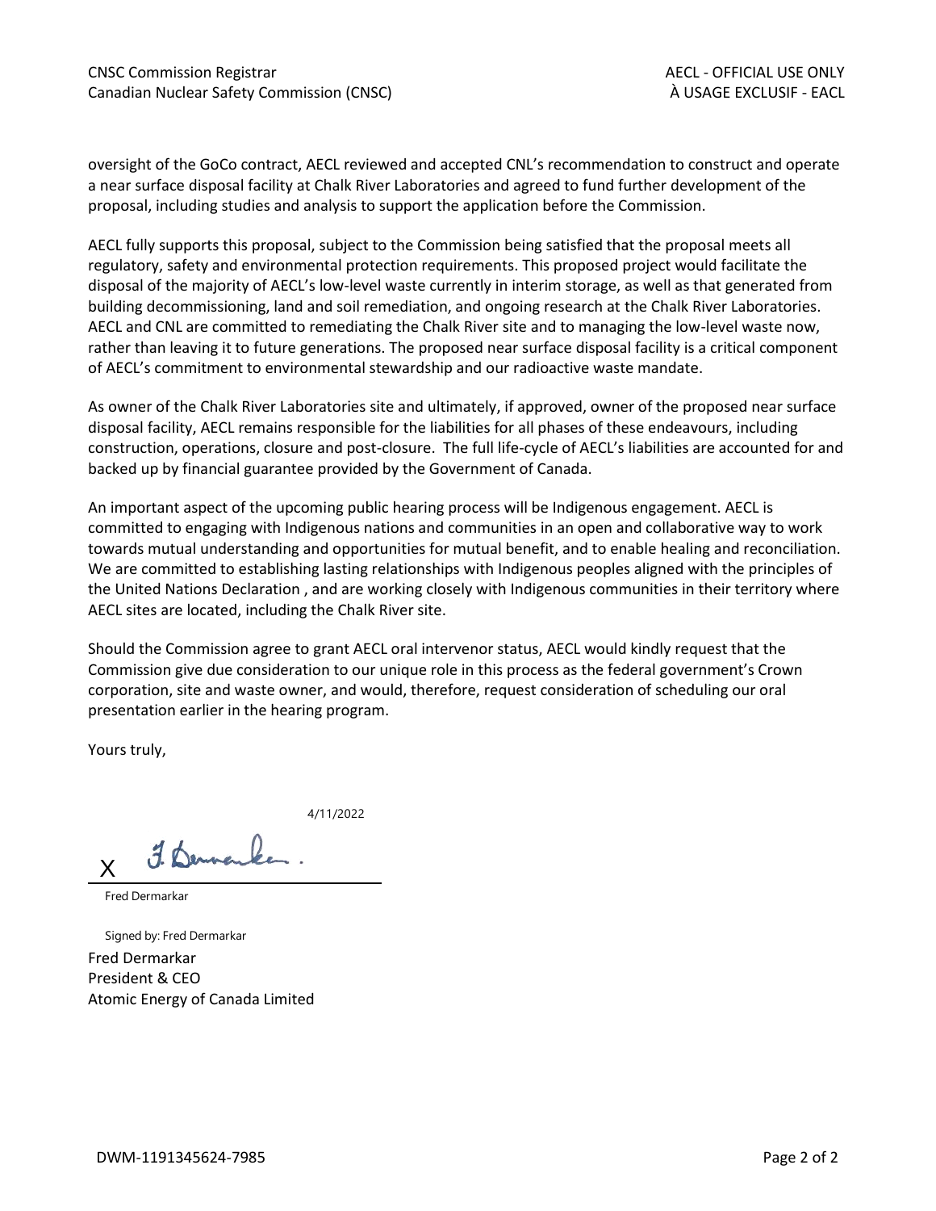oversight of the GoCo contract, AECL reviewed and accepted CNL's recommendation to construct and operate a near surface disposal facility at Chalk River Laboratories and agreed to fund further development of the proposal, including studies and analysis to support the application before the Commission.

AECL fully supports this proposal, subject to the Commission being satisfied that the proposal meets all regulatory, safety and environmental protection requirements. This proposed project would facilitate the disposal of the majority of AECL's low-level waste currently in interim storage, as well as that generated from building decommissioning, land and soil remediation, and ongoing research at the Chalk River Laboratories. AECL and CNL are committed to remediating the Chalk River site and to managing the low-level waste now, rather than leaving it to future generations. The proposed near surface disposal facility is a critical component of AECL's commitment to environmental stewardship and our radioactive waste mandate.

As owner of the Chalk River Laboratories site and ultimately, if approved, owner of the proposed near surface disposal facility, AECL remains responsible for the liabilities for all phases of these endeavours, including construction, operations, closure and post-closure. The full life-cycle of AECL's liabilities are accounted for and backed up by financial guarantee provided by the Government of Canada.

An important aspect of the upcoming public hearing process will be Indigenous engagement. AECL is committed to engaging with Indigenous nations and communities in an open and collaborative way to work towards mutual understanding and opportunities for mutual benefit, and to enable healing and reconciliation. We are committed to establishing lasting relationships with Indigenous peoples aligned with the principles of the United Nations Declaration , and are working closely with Indigenous communities in their territory where AECL sites are located, including the Chalk River site.

Should the Commission agree to grant AECL oral intervenor status, AECL would kindly request that the Commission give due consideration to our unique role in this process as the federal government's Crown corporation, site and waste owner, and would, therefore, request consideration of scheduling our oral presentation earlier in the hearing program.

Yours truly,

4/11/2022

X F. Dermarkar.

Fred Dermarkar

Signed by: Fred Dermarkar

Fred Dermarkar
President & CEO
Atomic Energy of Canada Limited

DWM-1191345624-7985